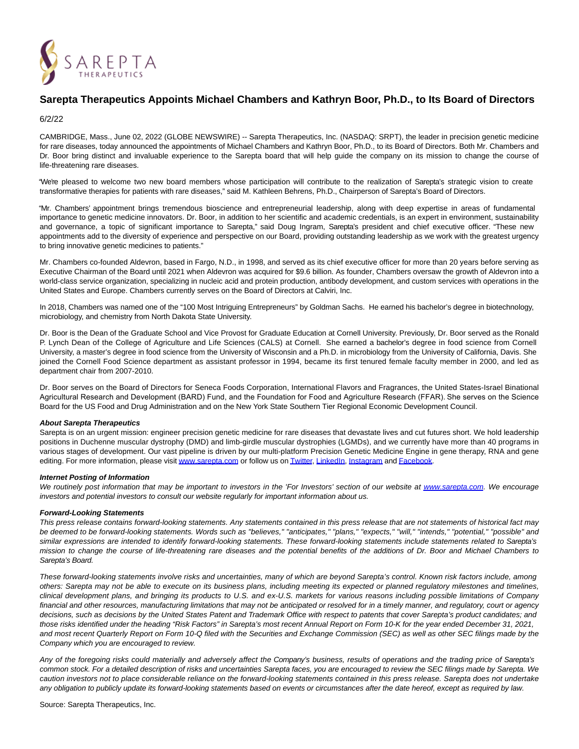SAREPTA
THERAPEUTICS

# Sarepta Therapeutics Appoints Michael Chambers and Kathryn Boor, Ph.D., to Its Board of Directors

6/2/22

CAMBRIDGE, Mass., June 02, 2022 (GLOBE NEWSWIRE) -- Sarepta Therapeutics, Inc. (NASDAQ: SRPT), the leader in precision genetic medicine for rare diseases, today announced the appointments of Michael Chambers and Kathryn Boor, Ph.D., to its Board of Directors. Both Mr. Chambers and Dr. Boor bring distinct and invaluable experience to the Sarepta board that will help guide the company on its mission to change the course of life-threatening rare diseases.

"We're pleased to welcome two new board members whose participation will contribute to the realization of Sarepta's strategic vision to create transformative therapies for patients with rare diseases," said M. Kathleen Behrens, Ph.D., Chairperson of Sarepta's Board of Directors.

"Mr. Chambers' appointment brings tremendous bioscience and entrepreneurial leadership, along with deep expertise in areas of fundamental importance to genetic medicine innovators. Dr. Boor, in addition to her scientific and academic credentials, is an expert in environment, sustainability and governance, a topic of significant importance to Sarepta," said Doug Ingram, Sarepta's president and chief executive officer. "These new appointments add to the diversity of experience and perspective on our Board, providing outstanding leadership as we work with the greatest urgency to bring innovative genetic medicines to patients."

Mr. Chambers co-founded Aldevron, based in Fargo, N.D., in 1998, and served as its chief executive officer for more than 20 years before serving as Executive Chairman of the Board until 2021 when Aldevron was acquired for $9.6 billion. As founder, Chambers oversaw the growth of Aldevron into a world-class service organization, specializing in nucleic acid and protein production, antibody development, and custom services with operations in the United States and Europe. Chambers currently serves on the Board of Directors at Calviri, Inc.

In 2018, Chambers was named one of the "100 Most Intriguing Entrepreneurs" by Goldman Sachs. He earned his bachelor's degree in biotechnology, microbiology, and chemistry from North Dakota State University.

Dr. Boor is the Dean of the Graduate School and Vice Provost for Graduate Education at Cornell University. Previously, Dr. Boor served as the Ronald P. Lynch Dean of the College of Agriculture and Life Sciences (CALS) at Cornell. She earned a bachelor's degree in food science from Cornell University, a master's degree in food science from the University of Wisconsin and a Ph.D. in microbiology from the University of California, Davis. She joined the Cornell Food Science department as assistant professor in 1994, became its first tenured female faculty member in 2000, and led as department chair from 2007-2010.

Dr. Boor serves on the Board of Directors for Seneca Foods Corporation, International Flavors and Fragrances, the United States-Israel Binational Agricultural Research and Development (BARD) Fund, and the Foundation for Food and Agriculture Research (FFAR). She serves on the Science Board for the US Food and Drug Administration and on the New York State Southern Tier Regional Economic Development Council.

***About Sarepta Therapeutics***

Sarepta is on an urgent mission: engineer precision genetic medicine for rare diseases that devastate lives and cut futures short. We hold leadership positions in Duchenne muscular dystrophy (DMD) and limb-girdle muscular dystrophies (LGMDs), and we currently have more than 40 programs in various stages of development. Our vast pipeline is driven by our multi-platform Precision Genetic Medicine Engine in gene therapy, RNA and gene editing. For more information, please visit www.sarepta.com or follow us on Twitter, LinkedIn, Instagram and Facebook.

***Internet Posting of Information***

*We routinely post information that may be important to investors in the 'For Investors' section of our website at www.sarepta.com. We encourage investors and potential investors to consult our website regularly for important information about us.*

***Forward-Looking Statements***

*This press release contains forward-looking statements. Any statements contained in this press release that are not statements of historical fact may be deemed to be forward-looking statements. Words such as "believes," "anticipates," "plans," "expects," "will," "intends," "potential," "possible" and similar expressions are intended to identify forward-looking statements. These forward-looking statements include statements related to Sarepta's mission to change the course of life-threatening rare diseases and the potential benefits of the additions of Dr. Boor and Michael Chambers to Sarepta's Board.*

*These forward-looking statements involve risks and uncertainties, many of which are beyond Sarepta's control. Known risk factors include, among others: Sarepta may not be able to execute on its business plans, including meeting its expected or planned regulatory milestones and timelines, clinical development plans, and bringing its products to U.S. and ex-U.S. markets for various reasons including possible limitations of Company financial and other resources, manufacturing limitations that may not be anticipated or resolved for in a timely manner, and regulatory, court or agency decisions, such as decisions by the United States Patent and Trademark Office with respect to patents that cover Sarepta's product candidates; and those risks identified under the heading "Risk Factors" in Sarepta's most recent Annual Report on Form 10-K for the year ended December 31, 2021, and most recent Quarterly Report on Form 10-Q filed with the Securities and Exchange Commission (SEC) as well as other SEC filings made by the Company which you are encouraged to review.*

*Any of the foregoing risks could materially and adversely affect the Company's business, results of operations and the trading price of Sarepta's common stock. For a detailed description of risks and uncertainties Sarepta faces, you are encouraged to review the SEC filings made by Sarepta. We caution investors not to place considerable reliance on the forward-looking statements contained in this press release. Sarepta does not undertake any obligation to publicly update its forward-looking statements based on events or circumstances after the date hereof, except as required by law.*

Source: Sarepta Therapeutics, Inc.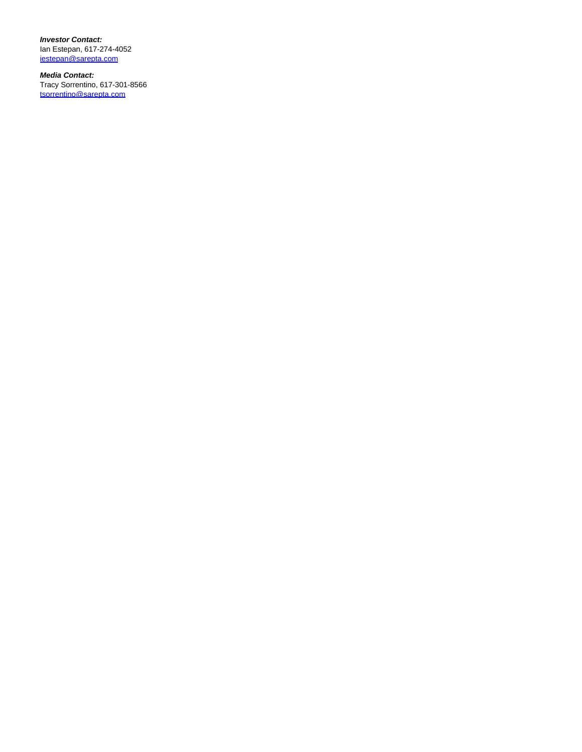***Investor Contact:***
Ian Estepan, 617-274-4052
iestepan@sarepta.com

***Media Contact:***
Tracy Sorrentino, 617-301-8566
tsorrentino@sarepta.com